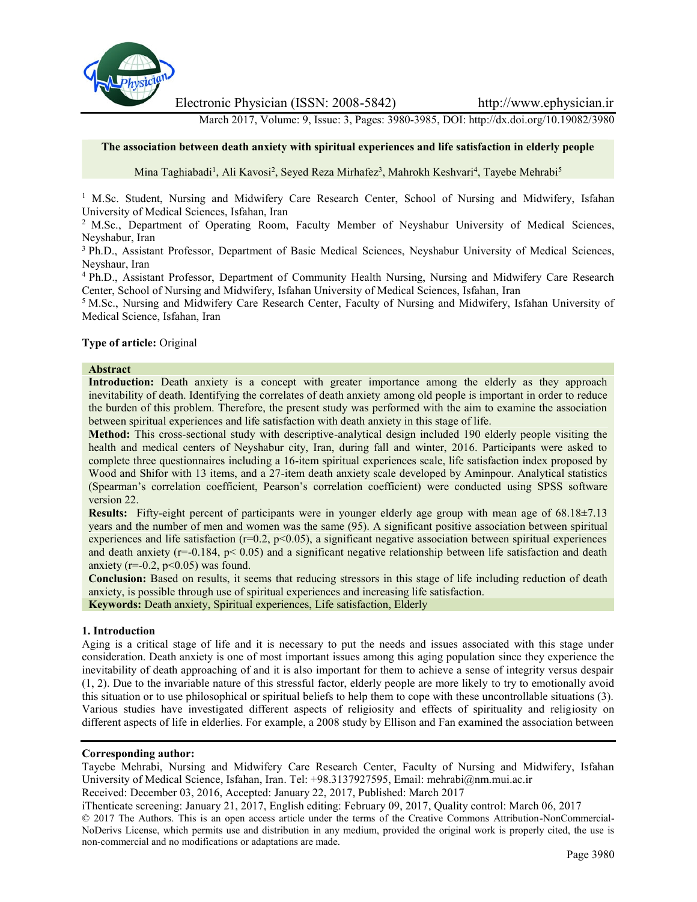# The association between death anxiety with spiritual experiences and life satisfaction in elderly people

Mina Taghiabadi[1], Ali Kavosi[2], Seyed Reza Mirhafez[3], Mahrokh Keshvari[4], Tayebe Mehrabi[5]

[1] M.Sc. Student, Nursing and Midwifery Care Research Center, School of Nursing and Midwifery, Isfahan University of Medical Sciences, Isfahan, Iran

[2] M.Sc., Department of Operating Room, Faculty Member of Neyshabur University of Medical Sciences, Neyshabur, Iran

[3] Ph.D., Assistant Professor, Department of Basic Medical Sciences, Neyshabur University of Medical Sciences, Neyshaur, Iran

[4] Ph.D., Assistant Professor, Department of Community Health Nursing, Nursing and Midwifery Care Research Center, School of Nursing and Midwifery, Isfahan University of Medical Sciences, Isfahan, Iran

[5] M.Sc., Nursing and Midwifery Care Research Center, Faculty of Nursing and Midwifery, Isfahan University of Medical Science, Isfahan, Iran

**Type of article:** Original

## Abstract

**Introduction:** Death anxiety is a concept with greater importance among the elderly as they approach inevitability of death. Identifying the correlates of death anxiety among old people is important in order to reduce the burden of this problem. Therefore, the present study was performed with the aim to examine the association between spiritual experiences and life satisfaction with death anxiety in this stage of life.

**Method:** This cross-sectional study with descriptive-analytical design included 190 elderly people visiting the health and medical centers of Neyshabur city, Iran, during fall and winter, 2016. Participants were asked to complete three questionnaires including a 16-item spiritual experiences scale, life satisfaction index proposed by Wood and Shifor with 13 items, and a 27-item death anxiety scale developed by Aminpour. Analytical statistics (Spearman's correlation coefficient, Pearson's correlation coefficient) were conducted using SPSS software version 22.

**Results:** Fifty-eight percent of participants were in younger elderly age group with mean age of 68.18±7.13 years and the number of men and women was the same (95). A significant positive association between spiritual experiences and life satisfaction ($r=0.2$, $p<0.05$), a significant negative association between spiritual experiences and death anxiety ($r=-0.184$, $p< 0.05$) and a significant negative relationship between life satisfaction and death anxiety ($r=-0.2$, $p<0.05$) was found.

**Conclusion:** Based on results, it seems that reducing stressors in this stage of life including reduction of death anxiety, is possible through use of spiritual experiences and increasing life satisfaction.

**Keywords:** Death anxiety, Spiritual experiences, Life satisfaction, Elderly

## 1. Introduction

Aging is a critical stage of life and it is necessary to put the needs and issues associated with this stage under consideration. Death anxiety is one of most important issues among this aging population since they experience the inevitability of death approaching of and it is also important for them to achieve a sense of integrity versus despair (1, 2). Due to the invariable nature of this stressful factor, elderly people are more likely to try to emotionally avoid this situation or to use philosophical or spiritual beliefs to help them to cope with these uncontrollable situations (3). Various studies have investigated different aspects of religiosity and effects of spirituality and religiosity on different aspects of life in elderlies. For example, a 2008 study by Ellison and Fan examined the association between

**Corresponding author:**

Tayebe Mehrabi, Nursing and Midwifery Care Research Center, Faculty of Nursing and Midwifery, Isfahan University of Medical Science, Isfahan, Iran. Tel: +98.3137927595, Email: mehrabi@nm.mui.ac.ir

Received: December 03, 2016, Accepted: January 22, 2017, Published: March 2017

iThenticate screening: January 21, 2017, English editing: February 09, 2017, Quality control: March 06, 2017

© 2017 The Authors. This is an open access article under the terms of the Creative Commons Attribution-NonCommercial-NoDerivs License, which permits use and distribution in any medium, provided the original work is properly cited, the use is non-commercial and no modifications or adaptations are made.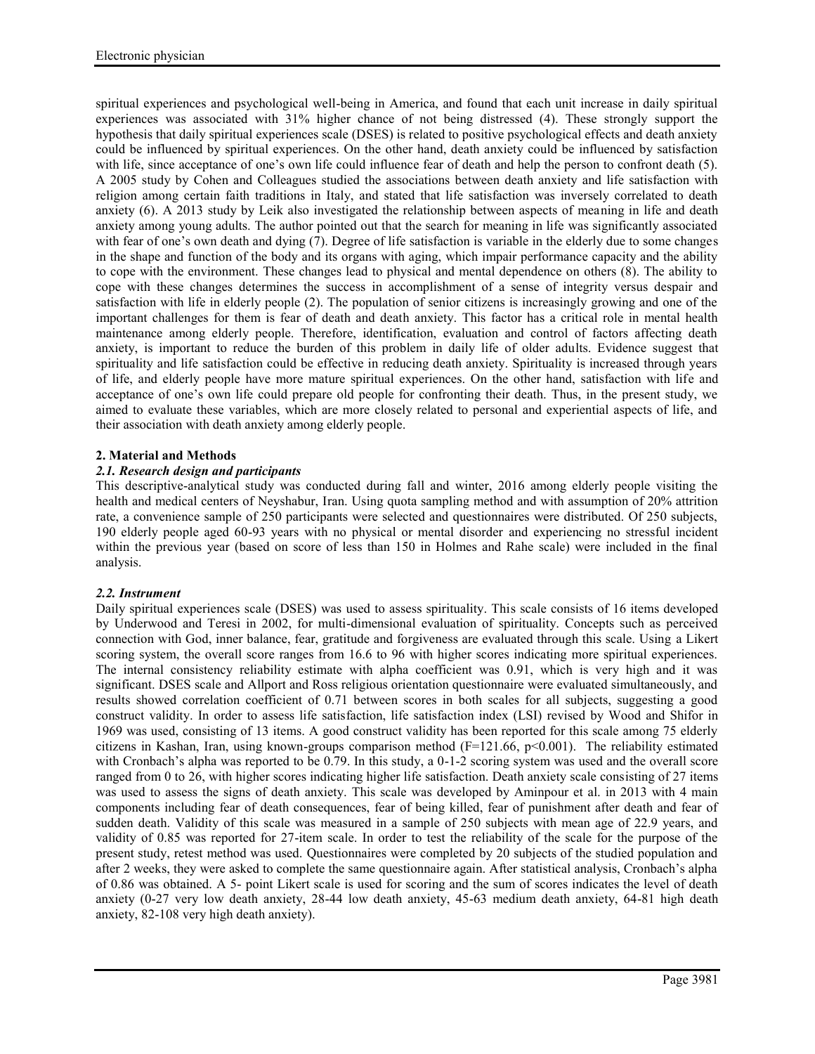spiritual experiences and psychological well-being in America, and found that each unit increase in daily spiritual experiences was associated with 31% higher chance of not being distressed (4). These strongly support the hypothesis that daily spiritual experiences scale (DSES) is related to positive psychological effects and death anxiety could be influenced by spiritual experiences. On the other hand, death anxiety could be influenced by satisfaction with life, since acceptance of one's own life could influence fear of death and help the person to confront death (5). A 2005 study by Cohen and Colleagues studied the associations between death anxiety and life satisfaction with religion among certain faith traditions in Italy, and stated that life satisfaction was inversely correlated to death anxiety (6). A 2013 study by Leik also investigated the relationship between aspects of meaning in life and death anxiety among young adults. The author pointed out that the search for meaning in life was significantly associated with fear of one's own death and dying (7). Degree of life satisfaction is variable in the elderly due to some changes in the shape and function of the body and its organs with aging, which impair performance capacity and the ability to cope with the environment. These changes lead to physical and mental dependence on others (8). The ability to cope with these changes determines the success in accomplishment of a sense of integrity versus despair and satisfaction with life in elderly people (2). The population of senior citizens is increasingly growing and one of the important challenges for them is fear of death and death anxiety. This factor has a critical role in mental health maintenance among elderly people. Therefore, identification, evaluation and control of factors affecting death anxiety, is important to reduce the burden of this problem in daily life of older adults. Evidence suggest that spirituality and life satisfaction could be effective in reducing death anxiety. Spirituality is increased through years of life, and elderly people have more mature spiritual experiences. On the other hand, satisfaction with life and acceptance of one's own life could prepare old people for confronting their death. Thus, in the present study, we aimed to evaluate these variables, which are more closely related to personal and experiential aspects of life, and their association with death anxiety among elderly people.

## 2. Material and Methods

### *2.1. Research design and participants*

This descriptive-analytical study was conducted during fall and winter, 2016 among elderly people visiting the health and medical centers of Neyshabur, Iran. Using quota sampling method and with assumption of 20% attrition rate, a convenience sample of 250 participants were selected and questionnaires were distributed. Of 250 subjects, 190 elderly people aged 60-93 years with no physical or mental disorder and experiencing no stressful incident within the previous year (based on score of less than 150 in Holmes and Rahe scale) were included in the final analysis.

### *2.2. Instrument*

Daily spiritual experiences scale (DSES) was used to assess spirituality. This scale consists of 16 items developed by Underwood and Teresi in 2002, for multi-dimensional evaluation of spirituality. Concepts such as perceived connection with God, inner balance, fear, gratitude and forgiveness are evaluated through this scale. Using a Likert scoring system, the overall score ranges from 16.6 to 96 with higher scores indicating more spiritual experiences. The internal consistency reliability estimate with alpha coefficient was 0.91, which is very high and it was significant. DSES scale and Allport and Ross religious orientation questionnaire were evaluated simultaneously, and results showed correlation coefficient of 0.71 between scores in both scales for all subjects, suggesting a good construct validity. In order to assess life satisfaction, life satisfaction index (LSI) revised by Wood and Shifor in 1969 was used, consisting of 13 items. A good construct validity has been reported for this scale among 75 elderly citizens in Kashan, Iran, using known-groups comparison method ($F=121.66$, $p<0.001$). The reliability estimated with Cronbach's alpha was reported to be 0.79. In this study, a 0-1-2 scoring system was used and the overall score ranged from 0 to 26, with higher scores indicating higher life satisfaction. Death anxiety scale consisting of 27 items was used to assess the signs of death anxiety. This scale was developed by Aminpour et al. in 2013 with 4 main components including fear of death consequences, fear of being killed, fear of punishment after death and fear of sudden death. Validity of this scale was measured in a sample of 250 subjects with mean age of 22.9 years, and validity of 0.85 was reported for 27-item scale. In order to test the reliability of the scale for the purpose of the present study, retest method was used. Questionnaires were completed by 20 subjects of the studied population and after 2 weeks, they were asked to complete the same questionnaire again. After statistical analysis, Cronbach's alpha of 0.86 was obtained. A 5- point Likert scale is used for scoring and the sum of scores indicates the level of death anxiety (0-27 very low death anxiety, 28-44 low death anxiety, 45-63 medium death anxiety, 64-81 high death anxiety, 82-108 very high death anxiety).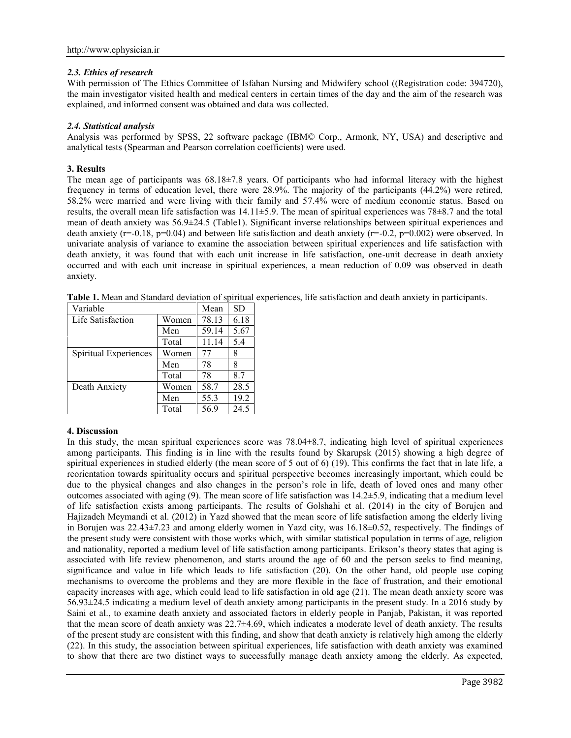### *2.3. Ethics of research*

With permission of The Ethics Committee of Isfahan Nursing and Midwifery school ((Registration code: 394720), the main investigator visited health and medical centers in certain times of the day and the aim of the research was explained, and informed consent was obtained and data was collected.

### *2.4. Statistical analysis*

Analysis was performed by SPSS, 22 software package (IBM© Corp., Armonk, NY, USA) and descriptive and analytical tests (Spearman and Pearson correlation coefficients) were used.

## 3. Results

The mean age of participants was 68.18±7.8 years. Of participants who had informal literacy with the highest frequency in terms of education level, there were 28.9%. The majority of the participants (44.2%) were retired, 58.2% were married and were living with their family and 57.4% were of medium economic status. Based on results, the overall mean life satisfaction was 14.11±5.9. The mean of spiritual experiences was 78±8.7 and the total mean of death anxiety was 56.9±24.5 (Table1). Significant inverse relationships between spiritual experiences and death anxiety ($r=-0.18$, $p=0.04$) and between life satisfaction and death anxiety ($r=-0.2$, $p=0.002$) were observed. In univariate analysis of variance to examine the association between spiritual experiences and life satisfaction with death anxiety, it was found that with each unit increase in life satisfaction, one-unit decrease in death anxiety occurred and with each unit increase in spiritual experiences, a mean reduction of 0.09 was observed in death anxiety.

**Table 1.** Mean and Standard deviation of spiritual experiences, life satisfaction and death anxiety in participants.

| Variable | | Mean | SD |
|---|---|---|---|
| Life Satisfaction | Women | 78.13 | 6.18 |
| | Men | 59.14 | 5.67 |
| | Total | 11.14 | 5.4 |
| Spiritual Experiences | Women | 77 | 8 |
| | Men | 78 | 8 |
| | Total | 78 | 8.7 |
| Death Anxiety | Women | 58.7 | 28.5 |
| | Men | 55.3 | 19.2 |
| | Total | 56.9 | 24.5 |

## 4. Discussion

In this study, the mean spiritual experiences score was 78.04±8.7, indicating high level of spiritual experiences among participants. This finding is in line with the results found by Skarupsk (2015) showing a high degree of spiritual experiences in studied elderly (the mean score of 5 out of 6) (19). This confirms the fact that in late life, a reorientation towards spirituality occurs and spiritual perspective becomes increasingly important, which could be due to the physical changes and also changes in the person's role in life, death of loved ones and many other outcomes associated with aging (9). The mean score of life satisfaction was 14.2±5.9, indicating that a medium level of life satisfaction exists among participants. The results of Golshahi et al. (2014) in the city of Borujen and Hajizadeh Meymandi et al. (2012) in Yazd showed that the mean score of life satisfaction among the elderly living in Borujen was 22.43±7.23 and among elderly women in Yazd city, was 16.18±0.52, respectively. The findings of the present study were consistent with those works which, with similar statistical population in terms of age, religion and nationality, reported a medium level of life satisfaction among participants. Erikson's theory states that aging is associated with life review phenomenon, and starts around the age of 60 and the person seeks to find meaning, significance and value in life which leads to life satisfaction (20). On the other hand, old people use coping mechanisms to overcome the problems and they are more flexible in the face of frustration, and their emotional capacity increases with age, which could lead to life satisfaction in old age (21). The mean death anxiety score was 56.93±24.5 indicating a medium level of death anxiety among participants in the present study. In a 2016 study by Saini et al., to examine death anxiety and associated factors in elderly people in Panjab, Pakistan, it was reported that the mean score of death anxiety was 22.7±4.69, which indicates a moderate level of death anxiety. The results of the present study are consistent with this finding, and show that death anxiety is relatively high among the elderly (22). In this study, the association between spiritual experiences, life satisfaction with death anxiety was examined to show that there are two distinct ways to successfully manage death anxiety among the elderly. As expected,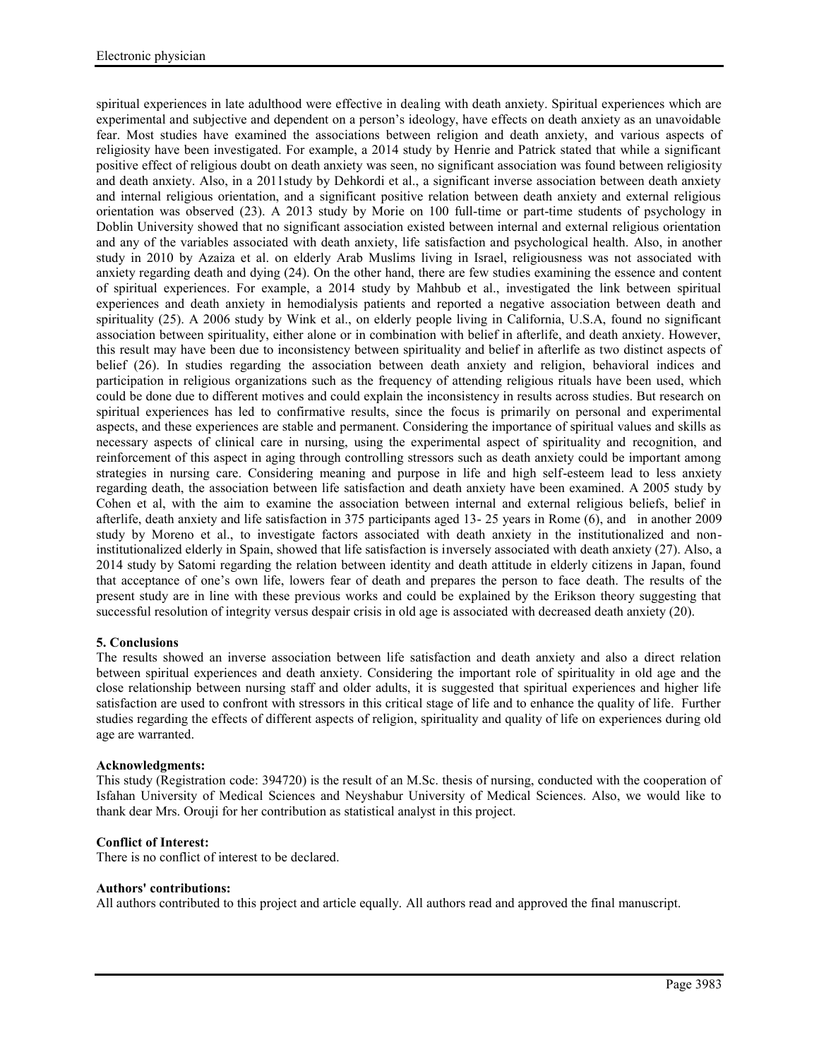spiritual experiences in late adulthood were effective in dealing with death anxiety. Spiritual experiences which are experimental and subjective and dependent on a person's ideology, have effects on death anxiety as an unavoidable fear. Most studies have examined the associations between religion and death anxiety, and various aspects of religiosity have been investigated. For example, a 2014 study by Henrie and Patrick stated that while a significant positive effect of religious doubt on death anxiety was seen, no significant association was found between religiosity and death anxiety. Also, in a 2011study by Dehkordi et al., a significant inverse association between death anxiety and internal religious orientation, and a significant positive relation between death anxiety and external religious orientation was observed (23). A 2013 study by Morie on 100 full-time or part-time students of psychology in Doblin University showed that no significant association existed between internal and external religious orientation and any of the variables associated with death anxiety, life satisfaction and psychological health. Also, in another study in 2010 by Azaiza et al. on elderly Arab Muslims living in Israel, religiousness was not associated with anxiety regarding death and dying (24). On the other hand, there are few studies examining the essence and content of spiritual experiences. For example, a 2014 study by Mahbub et al., investigated the link between spiritual experiences and death anxiety in hemodialysis patients and reported a negative association between death and spirituality (25). A 2006 study by Wink et al., on elderly people living in California, U.S.A, found no significant association between spirituality, either alone or in combination with belief in afterlife, and death anxiety. However, this result may have been due to inconsistency between spirituality and belief in afterlife as two distinct aspects of belief (26). In studies regarding the association between death anxiety and religion, behavioral indices and participation in religious organizations such as the frequency of attending religious rituals have been used, which could be done due to different motives and could explain the inconsistency in results across studies. But research on spiritual experiences has led to confirmative results, since the focus is primarily on personal and experimental aspects, and these experiences are stable and permanent. Considering the importance of spiritual values and skills as necessary aspects of clinical care in nursing, using the experimental aspect of spirituality and recognition, and reinforcement of this aspect in aging through controlling stressors such as death anxiety could be important among strategies in nursing care. Considering meaning and purpose in life and high self-esteem lead to less anxiety regarding death, the association between life satisfaction and death anxiety have been examined. A 2005 study by Cohen et al, with the aim to examine the association between internal and external religious beliefs, belief in afterlife, death anxiety and life satisfaction in 375 participants aged 13- 25 years in Rome (6), and in another 2009 study by Moreno et al., to investigate factors associated with death anxiety in the institutionalized and non-institutionalized elderly in Spain, showed that life satisfaction is inversely associated with death anxiety (27). Also, a 2014 study by Satomi regarding the relation between identity and death attitude in elderly citizens in Japan, found that acceptance of one's own life, lowers fear of death and prepares the person to face death. The results of the present study are in line with these previous works and could be explained by the Erikson theory suggesting that successful resolution of integrity versus despair crisis in old age is associated with decreased death anxiety (20).

## 5. Conclusions

The results showed an inverse association between life satisfaction and death anxiety and also a direct relation between spiritual experiences and death anxiety. Considering the important role of spirituality in old age and the close relationship between nursing staff and older adults, it is suggested that spiritual experiences and higher life satisfaction are used to confront with stressors in this critical stage of life and to enhance the quality of life. Further studies regarding the effects of different aspects of religion, spirituality and quality of life on experiences during old age are warranted.

**Acknowledgments:**

This study (Registration code: 394720) is the result of an M.Sc. thesis of nursing, conducted with the cooperation of Isfahan University of Medical Sciences and Neyshabur University of Medical Sciences. Also, we would like to thank dear Mrs. Orouji for her contribution as statistical analyst in this project.

**Conflict of Interest:**

There is no conflict of interest to be declared.

**Authors' contributions:**

All authors contributed to this project and article equally. All authors read and approved the final manuscript.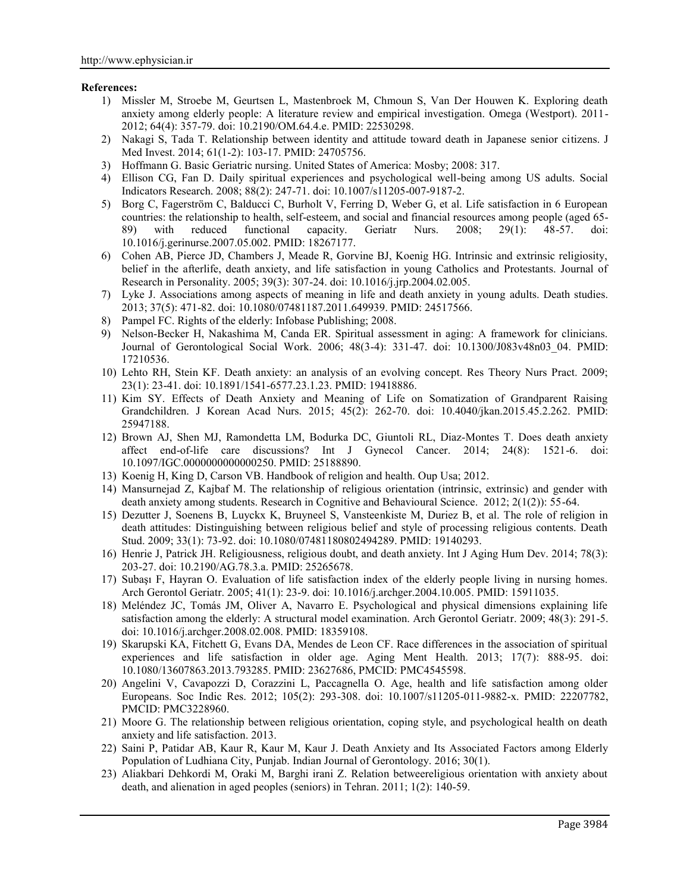**References:**

1) Missler M, Stroebe M, Geurtsen L, Mastenbroek M, Chmoun S, Van Der Houwen K. Exploring death anxiety among elderly people: A literature review and empirical investigation. Omega (Westport). 2011-2012; 64(4): 357-79. doi: 10.2190/OM.64.4.e. PMID: 22530298.
2) Nakagi S, Tada T. Relationship between identity and attitude toward death in Japanese senior citizens. J Med Invest. 2014; 61(1-2): 103-17. PMID: 24705756.
3) Hoffmann G. Basic Geriatric nursing. United States of America: Mosby; 2008: 317.
4) Ellison CG, Fan D. Daily spiritual experiences and psychological well-being among US adults. Social Indicators Research. 2008; 88(2): 247-71. doi: 10.1007/s11205-007-9187-2.
5) Borg C, Fagerström C, Balducci C, Burholt V, Ferring D, Weber G, et al. Life satisfaction in 6 European countries: the relationship to health, self-esteem, and social and financial resources among people (aged 65-89) with reduced functional capacity. Geriatr Nurs. 2008; 29(1): 48-57. doi: 10.1016/j.gerinurse.2007.05.002. PMID: 18267177.
6) Cohen AB, Pierce JD, Chambers J, Meade R, Gorvine BJ, Koenig HG. Intrinsic and extrinsic religiosity, belief in the afterlife, death anxiety, and life satisfaction in young Catholics and Protestants. Journal of Research in Personality. 2005; 39(3): 307-24. doi: 10.1016/j.jrp.2004.02.005.
7) Lyke J. Associations among aspects of meaning in life and death anxiety in young adults. Death studies. 2013; 37(5): 471-82. doi: 10.1080/07481187.2011.649939. PMID: 24517566.
8) Pampel FC. Rights of the elderly: Infobase Publishing; 2008.
9) Nelson-Becker H, Nakashima M, Canda ER. Spiritual assessment in aging: A framework for clinicians. Journal of Gerontological Social Work. 2006; 48(3-4): 331-47. doi: 10.1300/J083v48n03_04. PMID: 17210536.
10) Lehto RH, Stein KF. Death anxiety: an analysis of an evolving concept. Res Theory Nurs Pract. 2009; 23(1): 23-41. doi: 10.1891/1541-6577.23.1.23. PMID: 19418886.
11) Kim SY. Effects of Death Anxiety and Meaning of Life on Somatization of Grandparent Raising Grandchildren. J Korean Acad Nurs. 2015; 45(2): 262-70. doi: 10.4040/jkan.2015.45.2.262. PMID: 25947188.
12) Brown AJ, Shen MJ, Ramondetta LM, Bodurka DC, Giuntoli RL, Diaz-Montes T. Does death anxiety affect end-of-life care discussions? Int J Gynecol Cancer. 2014; 24(8): 1521-6. doi: 10.1097/IGC.0000000000000250. PMID: 25188890.
13) Koenig H, King D, Carson VB. Handbook of religion and health. Oup Usa; 2012.
14) Mansurnejad Z, Kajbaf M. The relationship of religious orientation (intrinsic, extrinsic) and gender with death anxiety among students. Research in Cognitive and Behavioural Science. 2012; 2(1(2)): 55-64.
15) Dezutter J, Soenens B, Luyckx K, Bruyneel S, Vansteenkiste M, Duriez B, et al. The role of religion in death attitudes: Distinguishing between religious belief and style of processing religious contents. Death Stud. 2009; 33(1): 73-92. doi: 10.1080/07481180802494289. PMID: 19140293.
16) Henrie J, Patrick JH. Religiousness, religious doubt, and death anxiety. Int J Aging Hum Dev. 2014; 78(3): 203-27. doi: 10.2190/AG.78.3.a. PMID: 25265678.
17) Subaşı F, Hayran O. Evaluation of life satisfaction index of the elderly people living in nursing homes. Arch Gerontol Geriatr. 2005; 41(1): 23-9. doi: 10.1016/j.archger.2004.10.005. PMID: 15911035.
18) Meléndez JC, Tomás JM, Oliver A, Navarro E. Psychological and physical dimensions explaining life satisfaction among the elderly: A structural model examination. Arch Gerontol Geriatr. 2009; 48(3): 291-5. doi: 10.1016/j.archger.2008.02.008. PMID: 18359108.
19) Skarupski KA, Fitchett G, Evans DA, Mendes de Leon CF. Race differences in the association of spiritual experiences and life satisfaction in older age. Aging Ment Health. 2013; 17(7): 888-95. doi: 10.1080/13607863.2013.793285. PMID: 23627686, PMCID: PMC4545598.
20) Angelini V, Cavapozzi D, Corazzini L, Paccagnella O. Age, health and life satisfaction among older Europeans. Soc Indic Res. 2012; 105(2): 293-308. doi: 10.1007/s11205-011-9882-x. PMID: 22207782, PMCID: PMC3228960.
21) Moore G. The relationship between religious orientation, coping style, and psychological health on death anxiety and life satisfaction. 2013.
22) Saini P, Patidar AB, Kaur R, Kaur M, Kaur J. Death Anxiety and Its Associated Factors among Elderly Population of Ludhiana City, Punjab. Indian Journal of Gerontology. 2016; 30(1).
23) Aliakbari Dehkordi M, Oraki M, Barghi irani Z. Relation betweereligious orientation with anxiety about death, and alienation in aged peoples (seniors) in Tehran. 2011; 1(2): 140-59.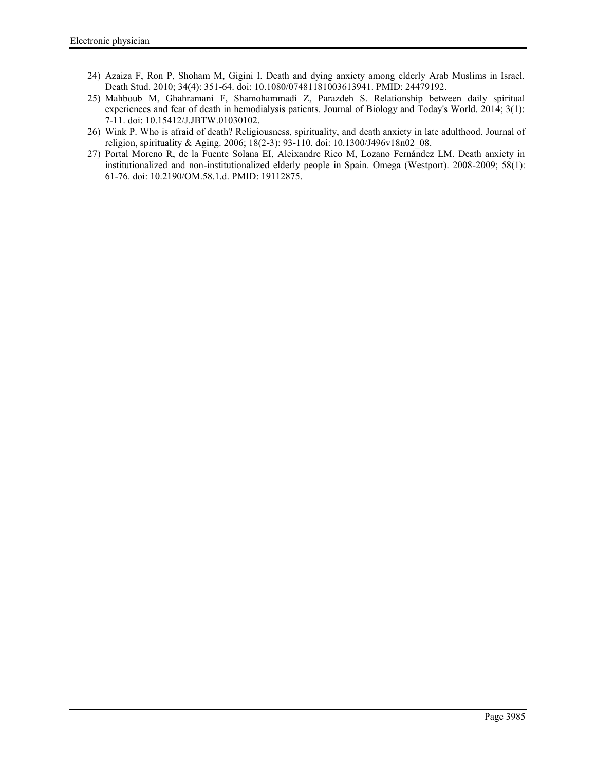24) Azaiza F, Ron P, Shoham M, Gigini I. Death and dying anxiety among elderly Arab Muslims in Israel. Death Stud. 2010; 34(4): 351-64. doi: 10.1080/07481181003613941. PMID: 24479192.
25) Mahboub M, Ghahramani F, Shamohammadi Z, Parazdeh S. Relationship between daily spiritual experiences and fear of death in hemodialysis patients. Journal of Biology and Today's World. 2014; 3(1): 7-11. doi: 10.15412/J.JBTW.01030102.
26) Wink P. Who is afraid of death? Religiousness, spirituality, and death anxiety in late adulthood. Journal of religion, spirituality & Aging. 2006; 18(2-3): 93-110. doi: 10.1300/J496v18n02_08.
27) Portal Moreno R, de la Fuente Solana EI, Aleixandre Rico M, Lozano Fernández LM. Death anxiety in institutionalized and non-institutionalized elderly people in Spain. Omega (Westport). 2008-2009; 58(1): 61-76. doi: 10.2190/OM.58.1.d. PMID: 19112875.